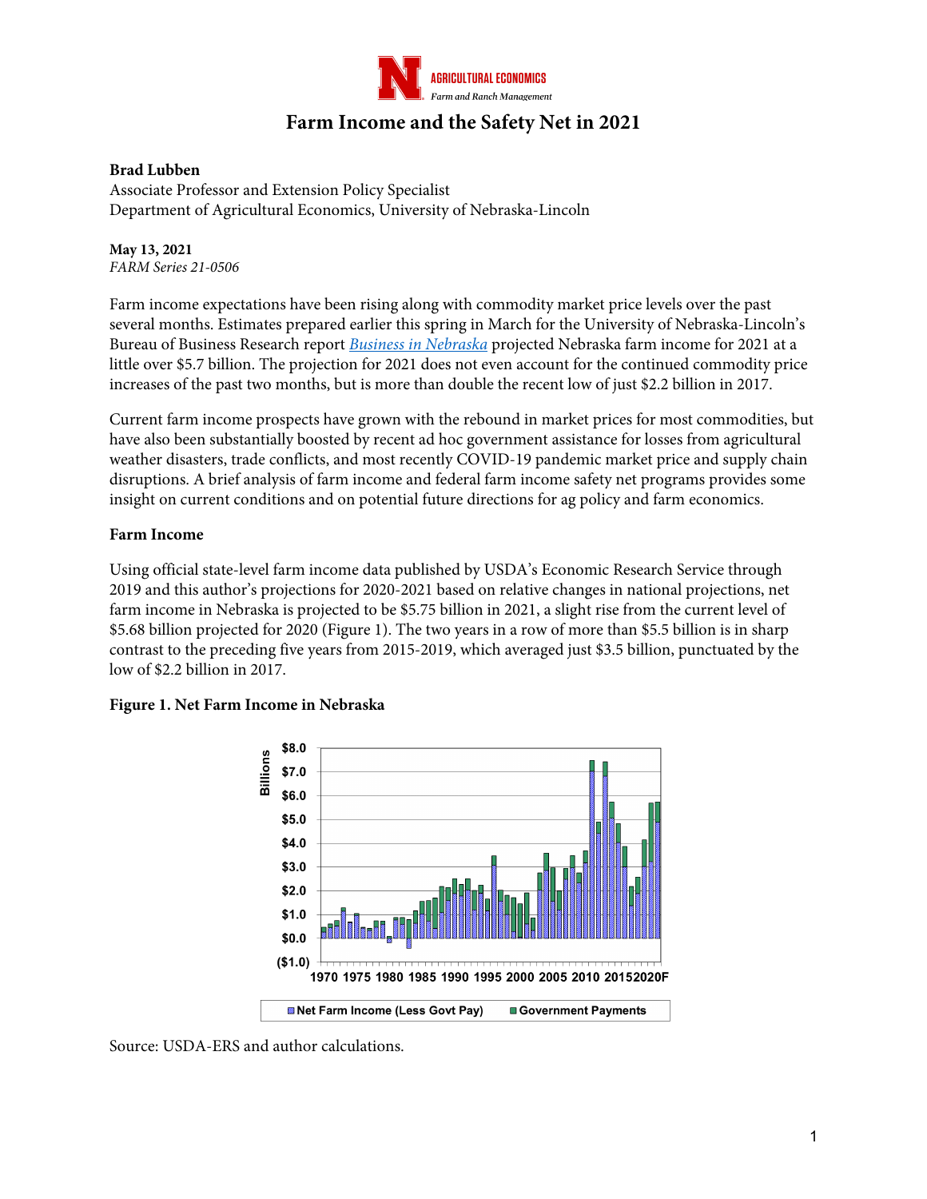# Farm Income and the Safety Net in 2021

**Brad Lubben**
Associate Professor and Extension Policy Specialist
Department of Agricultural Economics, University of Nebraska-Lincoln

**May 13, 2021**
*FARM Series 21-0506*

Farm income expectations have been rising along with commodity market price levels over the past several months. Estimates prepared earlier this spring in March for the University of Nebraska-Lincoln's Bureau of Business Research report *Business in Nebraska* projected Nebraska farm income for 2021 at a little over $5.7 billion. The projection for 2021 does not even account for the continued commodity price increases of the past two months, but is more than double the recent low of just $2.2 billion in 2017.

Current farm income prospects have grown with the rebound in market prices for most commodities, but have also been substantially boosted by recent ad hoc government assistance for losses from agricultural weather disasters, trade conflicts, and most recently COVID-19 pandemic market price and supply chain disruptions. A brief analysis of farm income and federal farm income safety net programs provides some insight on current conditions and on potential future directions for ag policy and farm economics.

## Farm Income

Using official state-level farm income data published by USDA's Economic Research Service through 2019 and this author's projections for 2020-2021 based on relative changes in national projections, net farm income in Nebraska is projected to be $5.75 billion in 2021, a slight rise from the current level of $5.68 billion projected for 2020 (Figure 1). The two years in a row of more than $5.5 billion is in sharp contrast to the preceding five years from 2015-2019, which averaged just $3.5 billion, punctuated by the low of $2.2 billion in 2017.

**Figure 1. Net Farm Income in Nebraska**

Source: USDA-ERS and author calculations.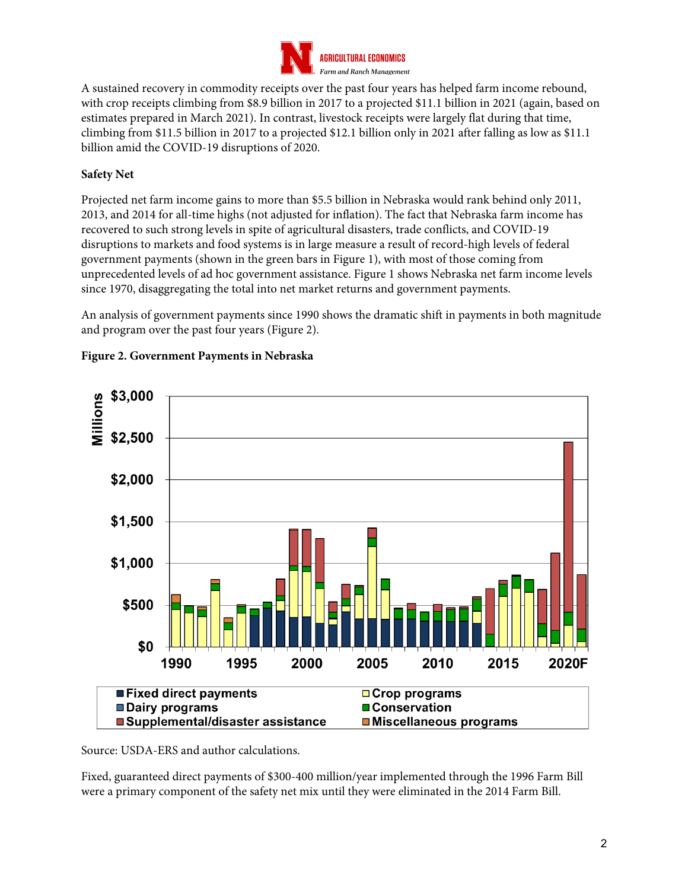A sustained recovery in commodity receipts over the past four years has helped farm income rebound, with crop receipts climbing from $8.9 billion in 2017 to a projected $11.1 billion in 2021 (again, based on estimates prepared in March 2021). In contrast, livestock receipts were largely flat during that time, climbing from $11.5 billion in 2017 to a projected $12.1 billion only in 2021 after falling as low as $11.1 billion amid the COVID-19 disruptions of 2020.

**Safety Net**

Projected net farm income gains to more than $5.5 billion in Nebraska would rank behind only 2011, 2013, and 2014 for all-time highs (not adjusted for inflation). The fact that Nebraska farm income has recovered to such strong levels in spite of agricultural disasters, trade conflicts, and COVID-19 disruptions to markets and food systems is in large measure a result of record-high levels of federal government payments (shown in the green bars in Figure 1), with most of those coming from unprecedented levels of ad hoc government assistance. Figure 1 shows Nebraska net farm income levels since 1970, disaggregating the total into net market returns and government payments.

An analysis of government payments since 1990 shows the dramatic shift in payments in both magnitude and program over the past four years (Figure 2).

**Figure 2. Government Payments in Nebraska**

Source: USDA-ERS and author calculations.

Fixed, guaranteed direct payments of $300-400 million/year implemented through the 1996 Farm Bill were a primary component of the safety net mix until they were eliminated in the 2014 Farm Bill.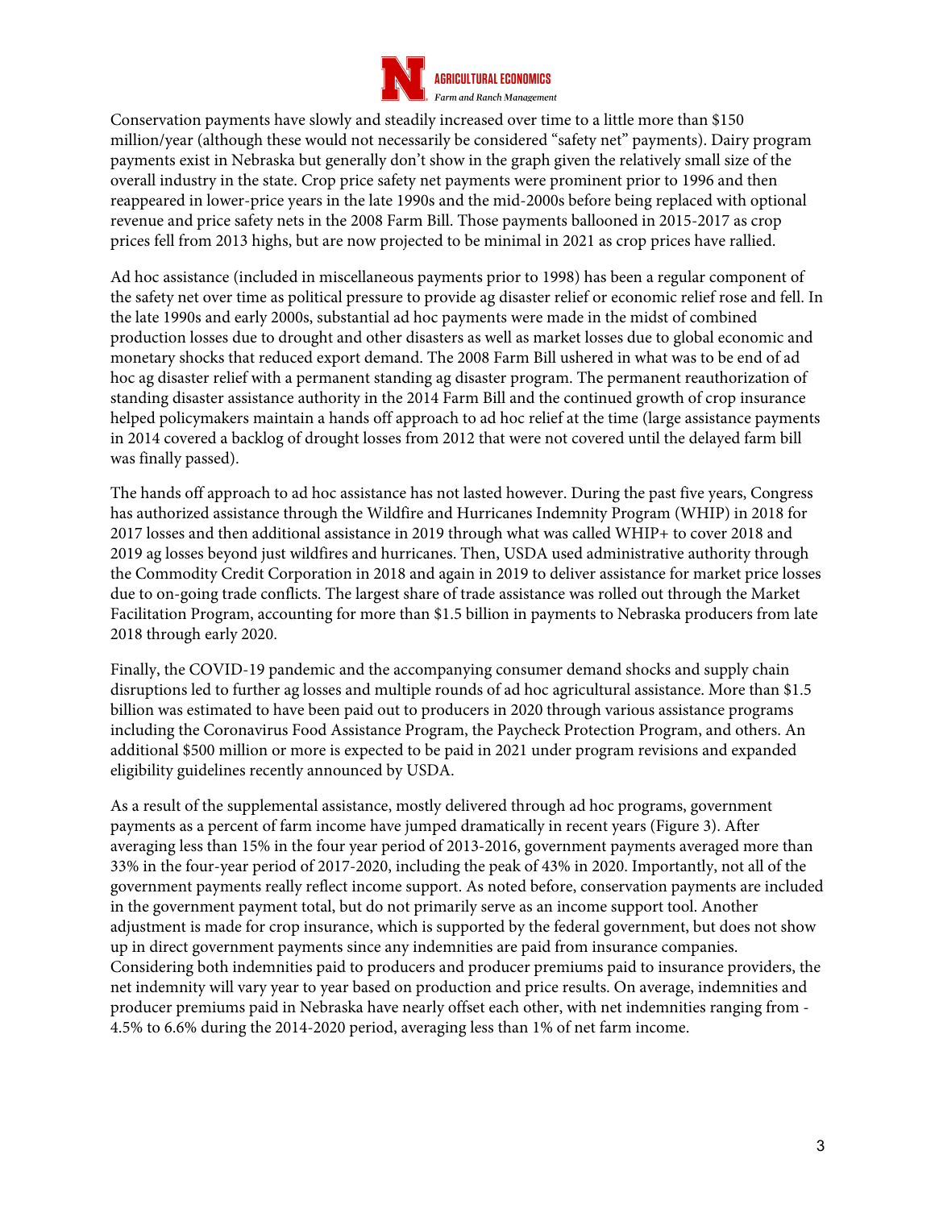Conservation payments have slowly and steadily increased over time to a little more than $150 million/year (although these would not necessarily be considered "safety net" payments). Dairy program payments exist in Nebraska but generally don't show in the graph given the relatively small size of the overall industry in the state. Crop price safety net payments were prominent prior to 1996 and then reappeared in lower-price years in the late 1990s and the mid-2000s before being replaced with optional revenue and price safety nets in the 2008 Farm Bill. Those payments ballooned in 2015-2017 as crop prices fell from 2013 highs, but are now projected to be minimal in 2021 as crop prices have rallied.

Ad hoc assistance (included in miscellaneous payments prior to 1998) has been a regular component of the safety net over time as political pressure to provide ag disaster relief or economic relief rose and fell. In the late 1990s and early 2000s, substantial ad hoc payments were made in the midst of combined production losses due to drought and other disasters as well as market losses due to global economic and monetary shocks that reduced export demand. The 2008 Farm Bill ushered in what was to be end of ad hoc ag disaster relief with a permanent standing ag disaster program. The permanent reauthorization of standing disaster assistance authority in the 2014 Farm Bill and the continued growth of crop insurance helped policymakers maintain a hands off approach to ad hoc relief at the time (large assistance payments in 2014 covered a backlog of drought losses from 2012 that were not covered until the delayed farm bill was finally passed).

The hands off approach to ad hoc assistance has not lasted however. During the past five years, Congress has authorized assistance through the Wildfire and Hurricanes Indemnity Program (WHIP) in 2018 for 2017 losses and then additional assistance in 2019 through what was called WHIP+ to cover 2018 and 2019 ag losses beyond just wildfires and hurricanes. Then, USDA used administrative authority through the Commodity Credit Corporation in 2018 and again in 2019 to deliver assistance for market price losses due to on-going trade conflicts. The largest share of trade assistance was rolled out through the Market Facilitation Program, accounting for more than $1.5 billion in payments to Nebraska producers from late 2018 through early 2020.

Finally, the COVID-19 pandemic and the accompanying consumer demand shocks and supply chain disruptions led to further ag losses and multiple rounds of ad hoc agricultural assistance. More than $1.5 billion was estimated to have been paid out to producers in 2020 through various assistance programs including the Coronavirus Food Assistance Program, the Paycheck Protection Program, and others. An additional $500 million or more is expected to be paid in 2021 under program revisions and expanded eligibility guidelines recently announced by USDA.

As a result of the supplemental assistance, mostly delivered through ad hoc programs, government payments as a percent of farm income have jumped dramatically in recent years (Figure 3). After averaging less than 15% in the four year period of 2013-2016, government payments averaged more than 33% in the four-year period of 2017-2020, including the peak of 43% in 2020. Importantly, not all of the government payments really reflect income support. As noted before, conservation payments are included in the government payment total, but do not primarily serve as an income support tool. Another adjustment is made for crop insurance, which is supported by the federal government, but does not show up in direct government payments since any indemnities are paid from insurance companies. Considering both indemnities paid to producers and producer premiums paid to insurance providers, the net indemnity will vary year to year based on production and price results. On average, indemnities and producer premiums paid in Nebraska have nearly offset each other, with net indemnities ranging from -4.5% to 6.6% during the 2014-2020 period, averaging less than 1% of net farm income.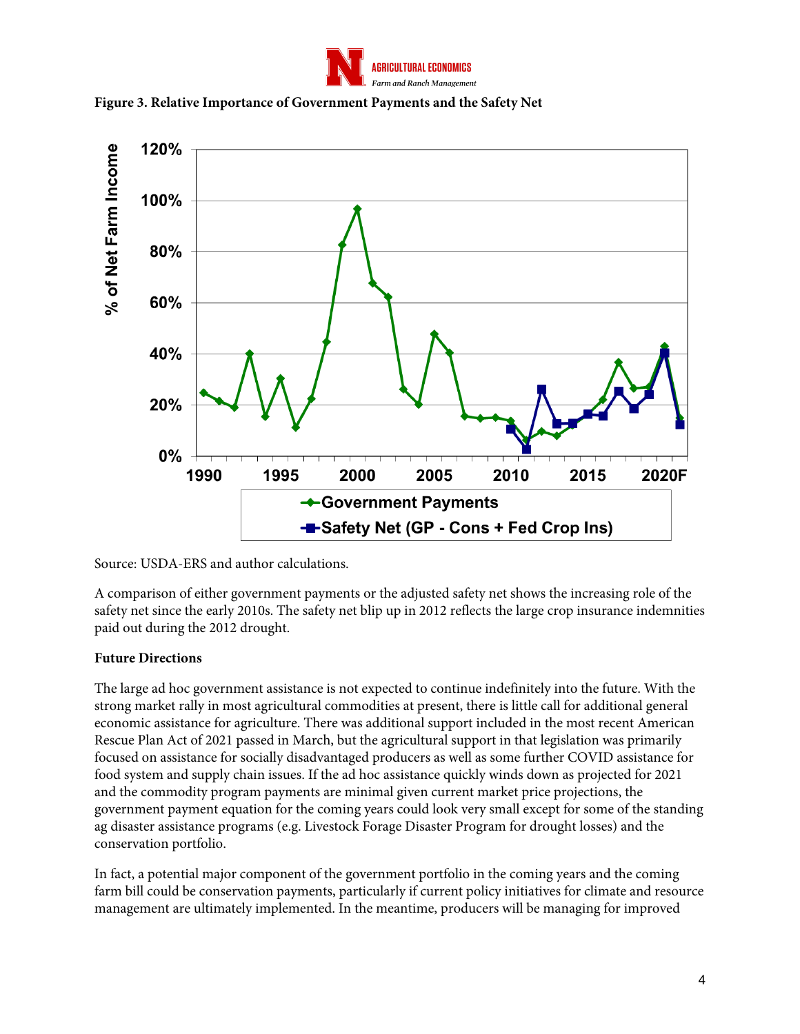**Figure 3. Relative Importance of Government Payments and the Safety Net**

Source: USDA-ERS and author calculations.

A comparison of either government payments or the adjusted safety net shows the increasing role of the safety net since the early 2010s. The safety net blip up in 2012 reflects the large crop insurance indemnities paid out during the 2012 drought.

**Future Directions**

The large ad hoc government assistance is not expected to continue indefinitely into the future. With the strong market rally in most agricultural commodities at present, there is little call for additional general economic assistance for agriculture. There was additional support included in the most recent American Rescue Plan Act of 2021 passed in March, but the agricultural support in that legislation was primarily focused on assistance for socially disadvantaged producers as well as some further COVID assistance for food system and supply chain issues. If the ad hoc assistance quickly winds down as projected for 2021 and the commodity program payments are minimal given current market price projections, the government payment equation for the coming years could look very small except for some of the standing ag disaster assistance programs (e.g. Livestock Forage Disaster Program for drought losses) and the conservation portfolio.

In fact, a potential major component of the government portfolio in the coming years and the coming farm bill could be conservation payments, particularly if current policy initiatives for climate and resource management are ultimately implemented. In the meantime, producers will be managing for improved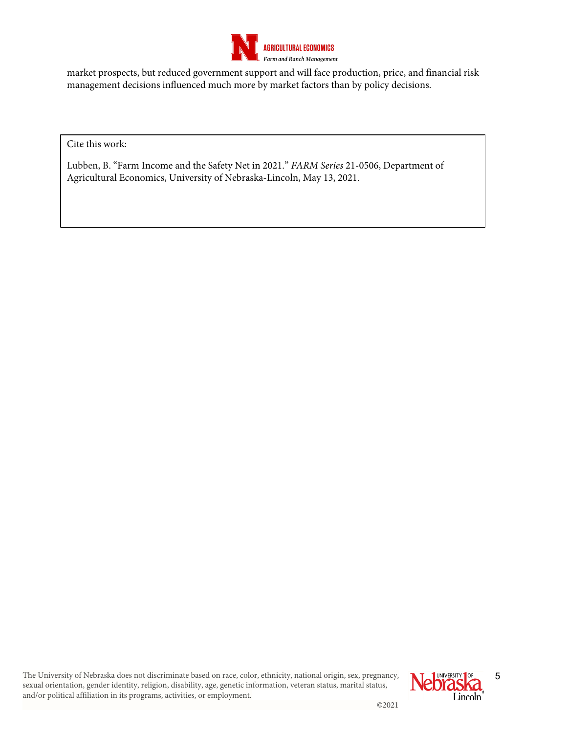market prospects, but reduced government support and will face production, price, and financial risk management decisions influenced much more by market factors than by policy decisions.

Cite this work:

Lubben, B. "Farm Income and the Safety Net in 2021." *FARM Series* 21-0506, Department of Agricultural Economics, University of Nebraska-Lincoln, May 13, 2021.

The University of Nebraska does not discriminate based on race, color, ethnicity, national origin, sex, pregnancy, sexual orientation, gender identity, religion, disability, age, genetic information, veteran status, marital status, and/or political affiliation in its programs, activities, or employment.

©2021